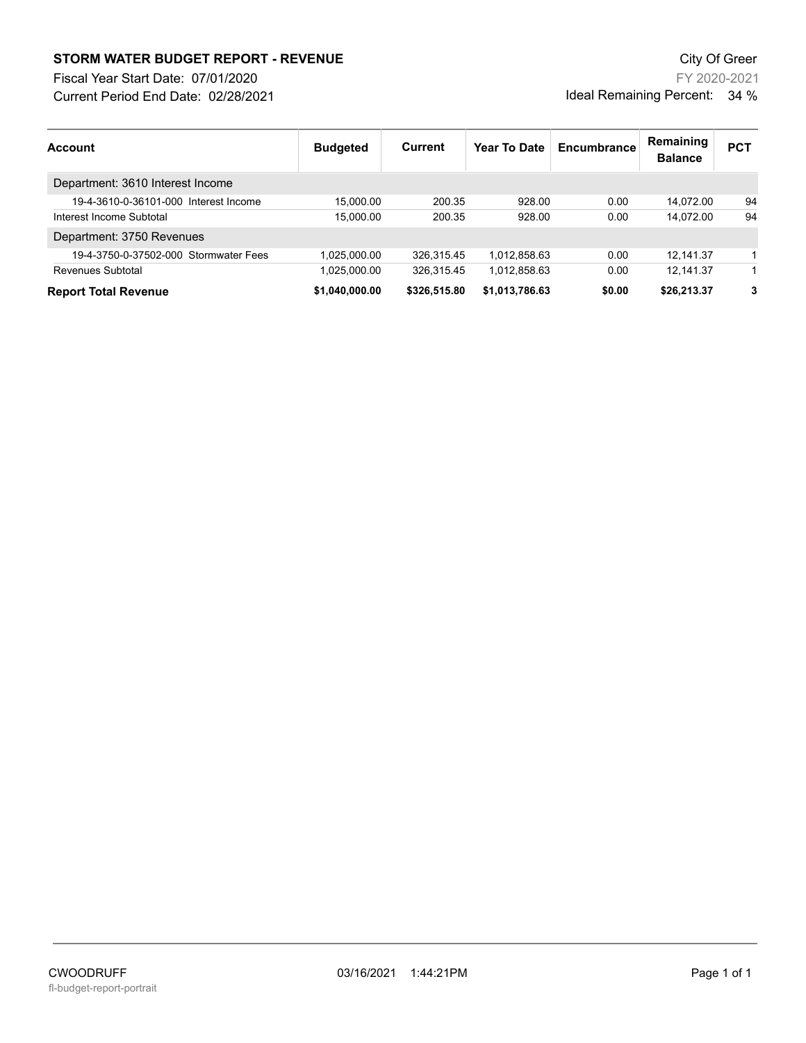# STORM WATER BUDGET REPORT - REVENUE

City Of Greer

Fiscal Year Start Date: 07/01/2020

FY 2020-2021

Current Period End Date: 02/28/2021

Ideal Remaining Percent: 34 %

| Account | Budgeted | Current | Year To Date | Encumbrance | Remaining Balance | PCT |
|---|---|---|---|---|---|---|
| Department: 3610 Interest Income | | | | | | |
| 19-4-3610-0-36101-000 Interest Income | 15,000.00 | 200.35 | 928.00 | 0.00 | 14,072.00 | 94 |
| Interest Income Subtotal | 15,000.00 | 200.35 | 928.00 | 0.00 | 14,072.00 | 94 |
| Department: 3750 Revenues | | | | | | |
| 19-4-3750-0-37502-000 Stormwater Fees | 1,025,000.00 | 326,315.45 | 1,012,858.63 | 0.00 | 12,141.37 | 1 |
| Revenues Subtotal | 1,025,000.00 | 326,315.45 | 1,012,858.63 | 0.00 | 12,141.37 | 1 |
| **Report Total Revenue** | **$1,040,000.00** | **$326,515.80** | **$1,013,786.63** | **$0.00** | **$26,213.37** | **3** |

CWOODRUFF 03/16/2021 1:44:21PM

fl-budget-report-portrait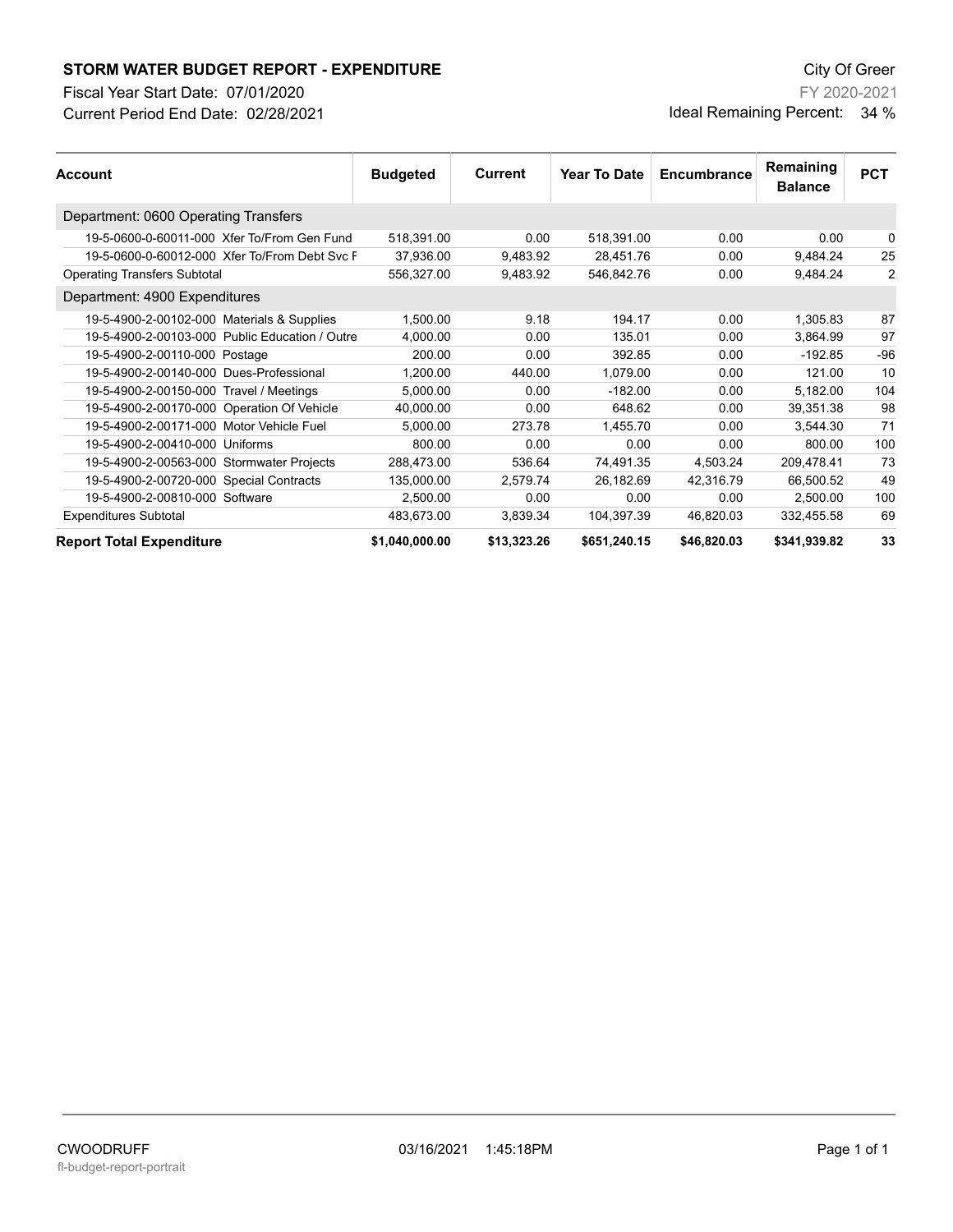**STORM WATER BUDGET REPORT - EXPENDITURE**

Fiscal Year Start Date: 07/01/2020

Current Period End Date: 02/28/2021

City Of Greer

FY 2020-2021

Ideal Remaining Percent: 34 %

| Account | Budgeted | Current | Year To Date | Encumbrance | Remaining Balance | PCT |
|---|---|---|---|---|---|---|
| Department: 0600 Operating Transfers | | | | | | |
| 19-5-0600-0-60011-000 Xfer To/From Gen Fund | 518,391.00 | 0.00 | 518,391.00 | 0.00 | 0.00 | 0 |
| 19-5-0600-0-60012-000 Xfer To/From Debt Svc F | 37,936.00 | 9,483.92 | 28,451.76 | 0.00 | 9,484.24 | 25 |
| Operating Transfers Subtotal | 556,327.00 | 9,483.92 | 546,842.76 | 0.00 | 9,484.24 | 2 |
| Department: 4900 Expenditures | | | | | | |
| 19-5-4900-2-00102-000 Materials & Supplies | 1,500.00 | 9.18 | 194.17 | 0.00 | 1,305.83 | 87 |
| 19-5-4900-2-00103-000 Public Education / Outre | 4,000.00 | 0.00 | 135.01 | 0.00 | 3,864.99 | 97 |
| 19-5-4900-2-00110-000 Postage | 200.00 | 0.00 | 392.85 | 0.00 | -192.85 | -96 |
| 19-5-4900-2-00140-000 Dues-Professional | 1,200.00 | 440.00 | 1,079.00 | 0.00 | 121.00 | 10 |
| 19-5-4900-2-00150-000 Travel / Meetings | 5,000.00 | 0.00 | -182.00 | 0.00 | 5,182.00 | 104 |
| 19-5-4900-2-00170-000 Operation Of Vehicle | 40,000.00 | 0.00 | 648.62 | 0.00 | 39,351.38 | 98 |
| 19-5-4900-2-00171-000 Motor Vehicle Fuel | 5,000.00 | 273.78 | 1,455.70 | 0.00 | 3,544.30 | 71 |
| 19-5-4900-2-00410-000 Uniforms | 800.00 | 0.00 | 0.00 | 0.00 | 800.00 | 100 |
| 19-5-4900-2-00563-000 Stormwater Projects | 288,473.00 | 536.64 | 74,491.35 | 4,503.24 | 209,478.41 | 73 |
| 19-5-4900-2-00720-000 Special Contracts | 135,000.00 | 2,579.74 | 26,182.69 | 42,316.79 | 66,500.52 | 49 |
| 19-5-4900-2-00810-000 Software | 2,500.00 | 0.00 | 0.00 | 0.00 | 2,500.00 | 100 |
| Expenditures Subtotal | 483,673.00 | 3,839.34 | 104,397.39 | 46,820.03 | 332,455.58 | 69 |
| **Report Total Expenditure** | **$1,040,000.00** | **$13,323.26** | **$651,240.15** | **$46,820.03** | **$341,939.82** | **33** |

CWOODRUFF 03/16/2021 1:45:18PM

fl-budget-report-portrait